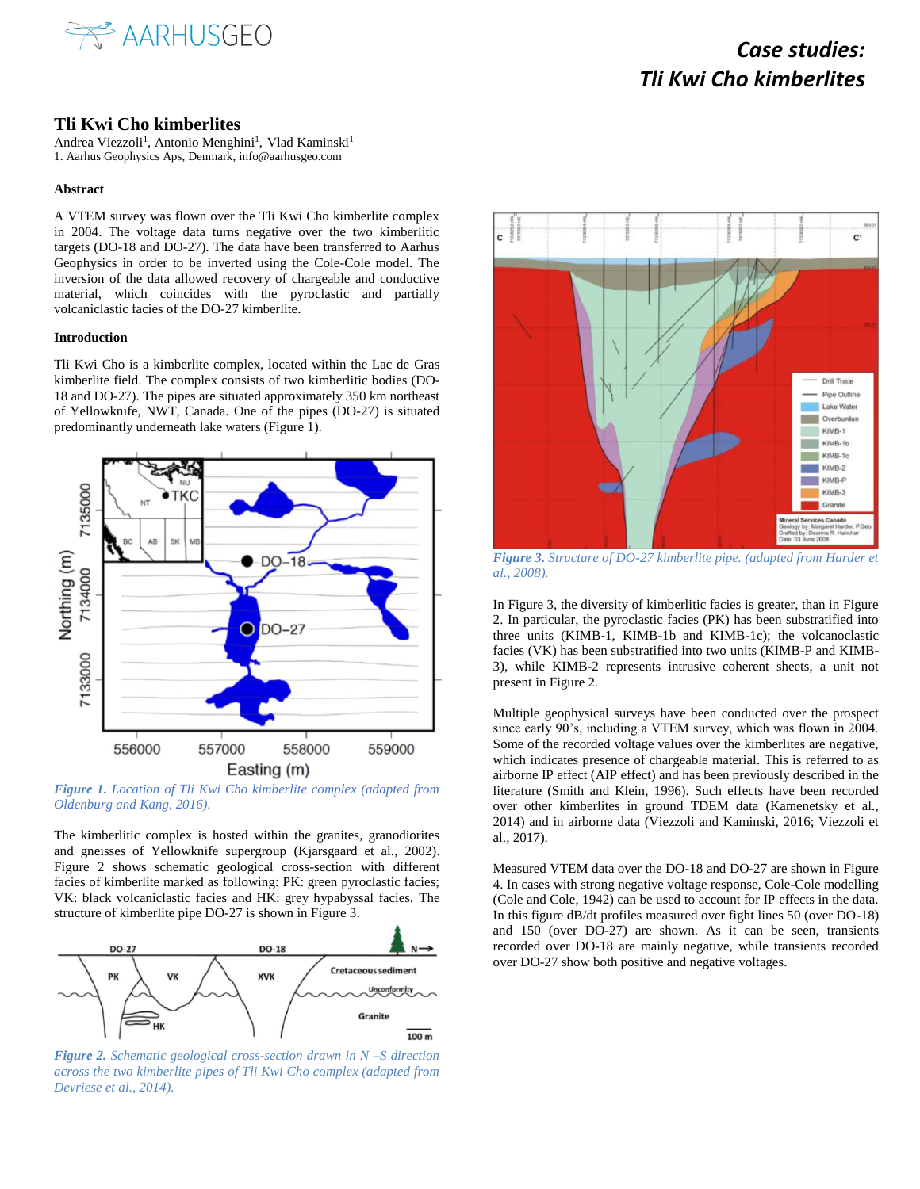# Case studies: Tli Kwi Cho kimberlites

## Tli Kwi Cho kimberlites

Andrea Viezzoli[1], Antonio Menghini[1], Vlad Kaminski[1]

1. Aarhus Geophysics Aps, Denmark, info@aarhusgeo.com

### Abstract

A VTEM survey was flown over the Tli Kwi Cho kimberlite complex in 2004. The voltage data turns negative over the two kimberlitic targets (DO-18 and DO-27). The data have been transferred to Aarhus Geophysics in order to be inverted using the Cole-Cole model. The inversion of the data allowed recovery of chargeable and conductive material, which coincides with the pyroclastic and partially volcaniclastic facies of the DO-27 kimberlite.

### Introduction

Tli Kwi Cho is a kimberlite complex, located within the Lac de Gras kimberlite field. The complex consists of two kimberlitic bodies (DO-18 and DO-27). The pipes are situated approximately 350 km northeast of Yellowknife, NWT, Canada. One of the pipes (DO-27) is situated predominantly underneath lake waters (Figure 1).

*Figure 1. Location of Tli Kwi Cho kimberlite complex (adapted from Oldenburg and Kang, 2016).*

The kimberlitic complex is hosted within the granites, granodiorites and gneisses of Yellowknife supergroup (Kjarsgaard et al., 2002). Figure 2 shows schematic geological cross-section with different facies of kimberlite marked as following: PK: green pyroclastic facies; VK: black volcaniclastic facies and HK: grey hypabyssal facies. The structure of kimberlite pipe DO-27 is shown in Figure 3.

*Figure 2. Schematic geological cross-section drawn in N –S direction across the two kimberlite pipes of Tli Kwi Cho complex (adapted from Devriese et al., 2014).*

*Figure 3. Structure of DO-27 kimberlite pipe. (adapted from Harder et al., 2008).*

In Figure 3, the diversity of kimberlitic facies is greater, than in Figure 2. In particular, the pyroclastic facies (PK) has been substratified into three units (KIMB-1, KIMB-1b and KIMB-1c); the volcanoclastic facies (VK) has been substratified into two units (KIMB-P and KIMB-3), while KIMB-2 represents intrusive coherent sheets, a unit not present in Figure 2.

Multiple geophysical surveys have been conducted over the prospect since early 90's, including a VTEM survey, which was flown in 2004. Some of the recorded voltage values over the kimberlites are negative, which indicates presence of chargeable material. This is referred to as airborne IP effect (AIP effect) and has been previously described in the literature (Smith and Klein, 1996). Such effects have been recorded over other kimberlites in ground TDEM data (Kamenetsky et al., 2014) and in airborne data (Viezzoli and Kaminski, 2016; Viezzoli et al., 2017).

Measured VTEM data over the DO-18 and DO-27 are shown in Figure 4. In cases with strong negative voltage response, Cole-Cole modelling (Cole and Cole, 1942) can be used to account for IP effects in the data. In this figure dB/dt profiles measured over fight lines 50 (over DO-18) and 150 (over DO-27) are shown. As it can be seen, transients recorded over DO-18 are mainly negative, while transients recorded over DO-27 show both positive and negative voltages.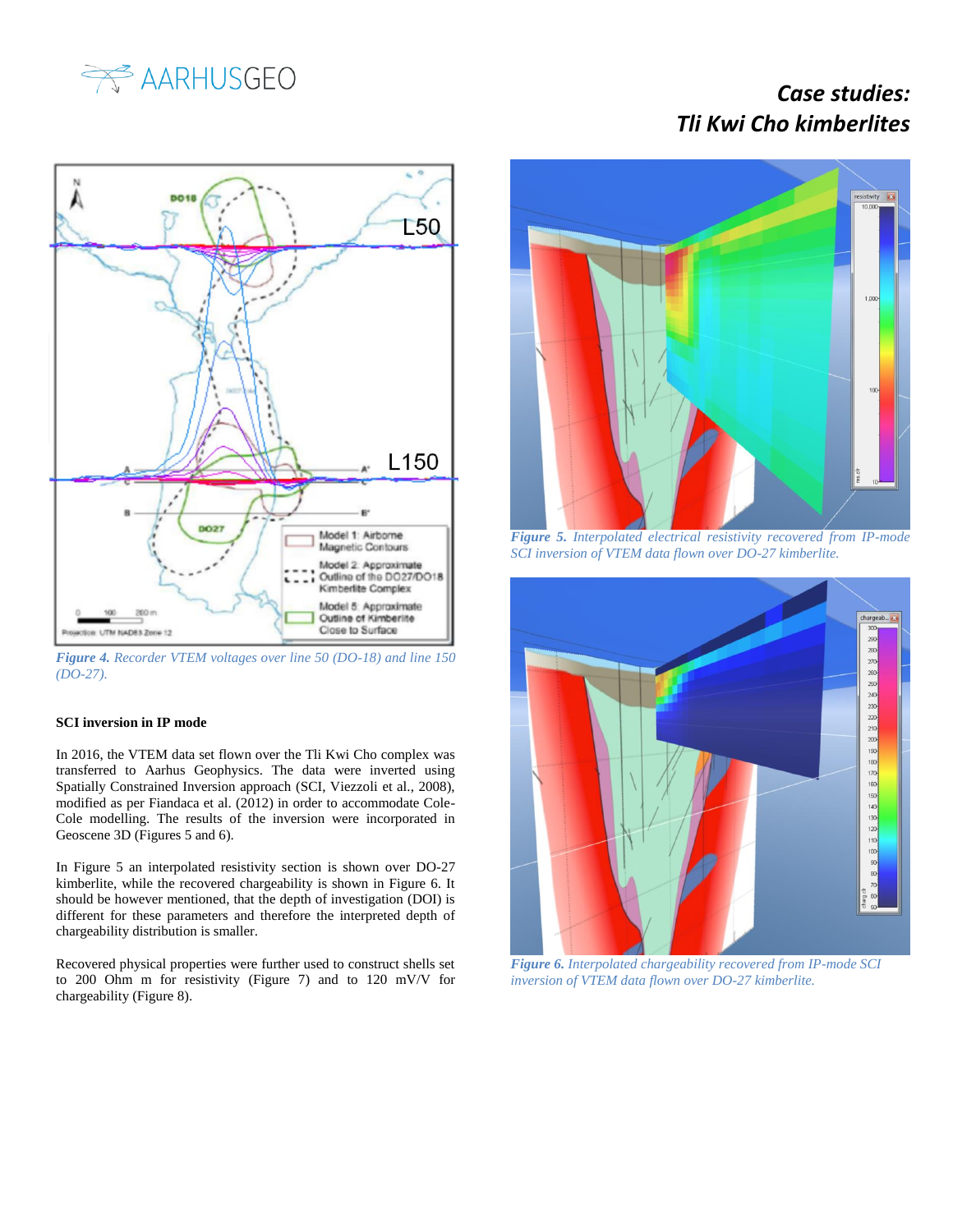*Figure 4. Recorder VTEM voltages over line 50 (DO-18) and line 150 (DO-27).*

### SCI inversion in IP mode

In 2016, the VTEM data set flown over the Tli Kwi Cho complex was transferred to Aarhus Geophysics. The data were inverted using Spatially Constrained Inversion approach (SCI, Viezzoli et al., 2008), modified as per Fiandaca et al. (2012) in order to accommodate Cole-Cole modelling. The results of the inversion were incorporated in Geoscene 3D (Figures 5 and 6).

In Figure 5 an interpolated resistivity section is shown over DO-27 kimberlite, while the recovered chargeability is shown in Figure 6. It should be however mentioned, that the depth of investigation (DOI) is different for these parameters and therefore the interpreted depth of chargeability distribution is smaller.

Recovered physical properties were further used to construct shells set to 200 Ohm m for resistivity (Figure 7) and to 120 mV/V for chargeability (Figure 8).

*Figure 5. Interpolated electrical resistivity recovered from IP-mode SCI inversion of VTEM data flown over DO-27 kimberlite.*

*Figure 6. Interpolated chargeability recovered from IP-mode SCI inversion of VTEM data flown over DO-27 kimberlite.*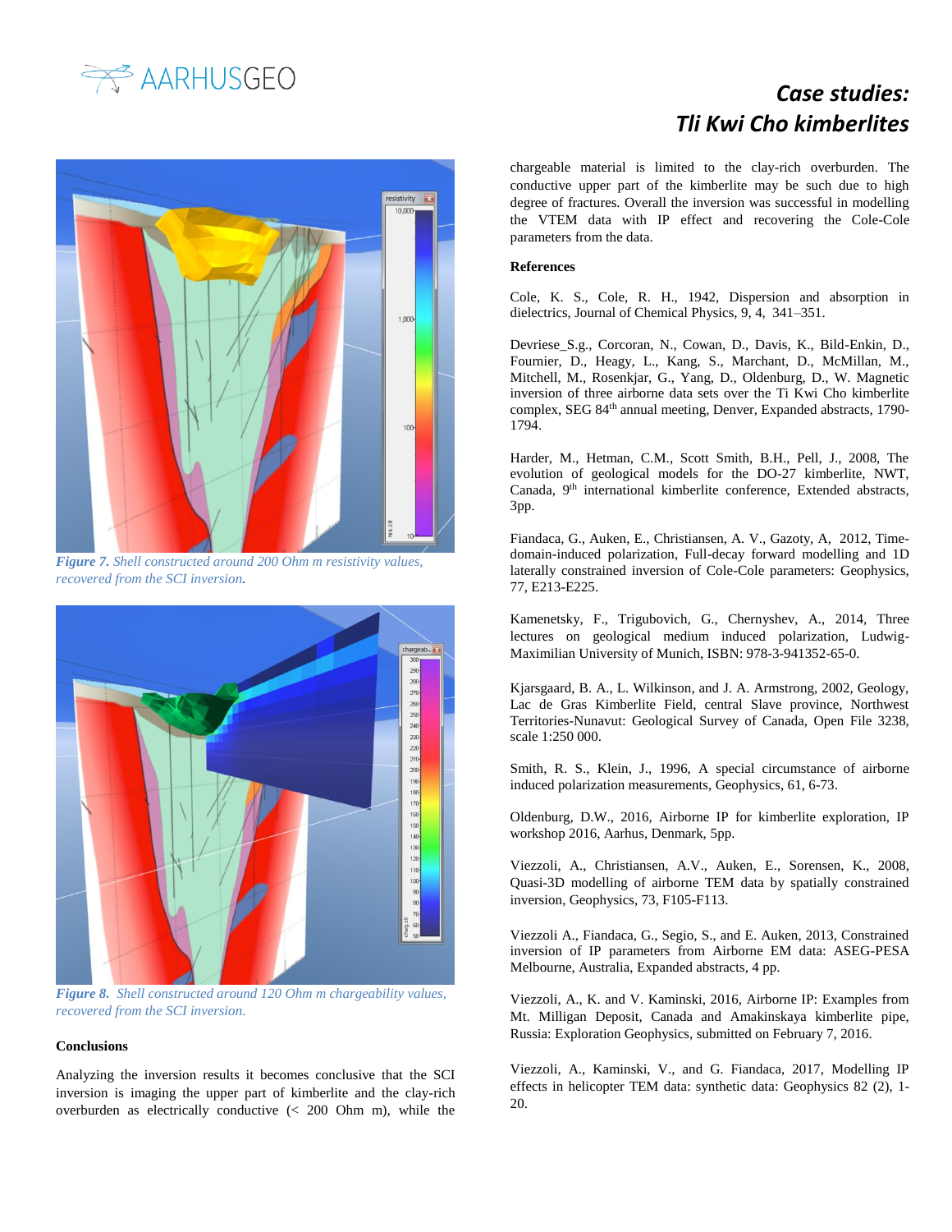Figure 7. Shell constructed around 200 Ohm m resistivity values, recovered from the SCI inversion.

Figure 8. Shell constructed around 120 Ohm m chargeability values, recovered from the SCI inversion.

### Conclusions

Analyzing the inversion results it becomes conclusive that the SCI inversion is imaging the upper part of kimberlite and the clay-rich overburden as electrically conductive (< 200 Ohm m), while the chargeable material is limited to the clay-rich overburden. The conductive upper part of the kimberlite may be such due to high degree of fractures. Overall the inversion was successful in modelling the VTEM data with IP effect and recovering the Cole-Cole parameters from the data.

### References

Cole, K. S., Cole, R. H., 1942, Dispersion and absorption in dielectrics, Journal of Chemical Physics, 9, 4, 341–351.

Devriese_S.g., Corcoran, N., Cowan, D., Davis, K., Bild-Enkin, D., Fournier, D., Heagy, L., Kang, S., Marchant, D., McMillan, M., Mitchell, M., Rosenkjar, G., Yang, D., Oldenburg, D., W. Magnetic inversion of three airborne data sets over the Ti Kwi Cho kimberlite complex, SEG 84th annual meeting, Denver, Expanded abstracts, 1790-1794.

Harder, M., Hetman, C.M., Scott Smith, B.H., Pell, J., 2008, The evolution of geological models for the DO-27 kimberlite, NWT, Canada, 9th international kimberlite conference, Extended abstracts, 3pp.

Fiandaca, G., Auken, E., Christiansen, A. V., Gazoty, A, 2012, Time-domain-induced polarization, Full-decay forward modelling and 1D laterally constrained inversion of Cole-Cole parameters: Geophysics, 77, E213-E225.

Kamenetsky, F., Trigubovich, G., Chernyshev, A., 2014, Three lectures on geological medium induced polarization, Ludwig-Maximilian University of Munich, ISBN: 978-3-941352-65-0.

Kjarsgaard, B. A., L. Wilkinson, and J. A. Armstrong, 2002, Geology, Lac de Gras Kimberlite Field, central Slave province, Northwest Territories-Nunavut: Geological Survey of Canada, Open File 3238, scale 1:250 000.

Smith, R. S., Klein, J., 1996, A special circumstance of airborne induced polarization measurements, Geophysics, 61, 6-73.

Oldenburg, D.W., 2016, Airborne IP for kimberlite exploration, IP workshop 2016, Aarhus, Denmark, 5pp.

Viezzoli, A., Christiansen, A.V., Auken, E., Sorensen, K., 2008, Quasi-3D modelling of airborne TEM data by spatially constrained inversion, Geophysics, 73, F105-F113.

Viezzoli A., Fiandaca, G., Segio, S., and E. Auken, 2013, Constrained inversion of IP parameters from Airborne EM data: ASEG-PESA Melbourne, Australia, Expanded abstracts, 4 pp.

Viezzoli, A., K. and V. Kaminski, 2016, Airborne IP: Examples from Mt. Milligan Deposit, Canada and Amakinskaya kimberlite pipe, Russia: Exploration Geophysics, submitted on February 7, 2016.

Viezzoli, A., Kaminski, V., and G. Fiandaca, 2017, Modelling IP effects in helicopter TEM data: synthetic data: Geophysics 82 (2), 1-20.